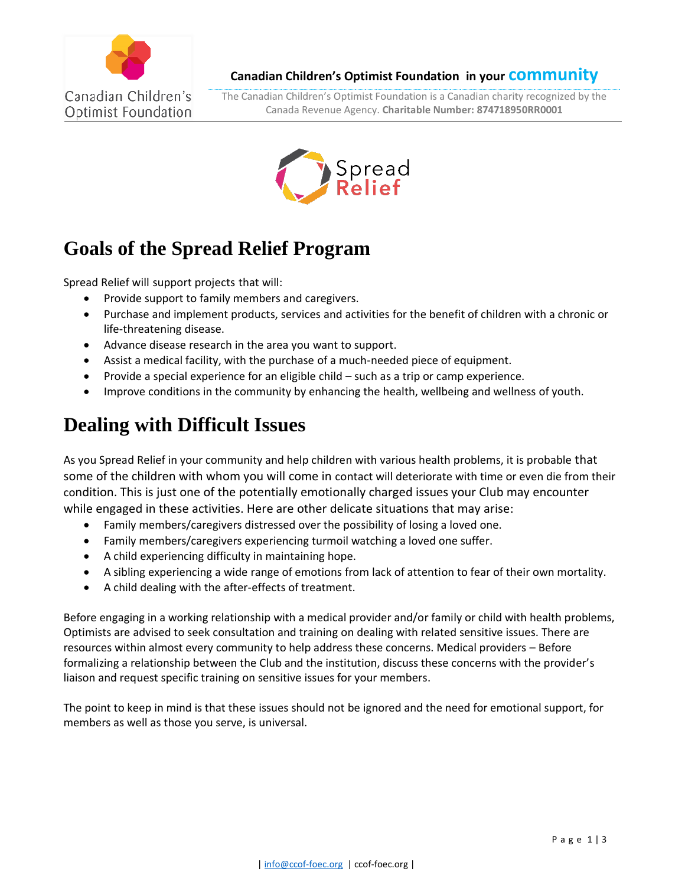Canadian Children's Optimist Foundation

**Canadian Children's Optimist Foundation in your community**

The Canadian Children's Optimist Foundation is a Canadian charity recognized by the Canada Revenue Agency. **Charitable Number: 874718950RR0001**

Spread Relief

# Goals of the Spread Relief Program

Spread Relief will support projects that will:

- Provide support to family members and caregivers.
- Purchase and implement products, services and activities for the benefit of children with a chronic or life-threatening disease.
- Advance disease research in the area you want to support.
- Assist a medical facility, with the purchase of a much-needed piece of equipment.
- Provide a special experience for an eligible child – such as a trip or camp experience.
- Improve conditions in the community by enhancing the health, wellbeing and wellness of youth.

# Dealing with Difficult Issues

As you Spread Relief in your community and help children with various health problems, it is probable that some of the children with whom you will come in contact will deteriorate with time or even die from their condition. This is just one of the potentially emotionally charged issues your Club may encounter while engaged in these activities. Here are other delicate situations that may arise:

- Family members/caregivers distressed over the possibility of losing a loved one.
- Family members/caregivers experiencing turmoil watching a loved one suffer.
- A child experiencing difficulty in maintaining hope.
- A sibling experiencing a wide range of emotions from lack of attention to fear of their own mortality.
- A child dealing with the after-effects of treatment.

Before engaging in a working relationship with a medical provider and/or family or child with health problems, Optimists are advised to seek consultation and training on dealing with related sensitive issues. There are resources within almost every community to help address these concerns. Medical providers – Before formalizing a relationship between the Club and the institution, discuss these concerns with the provider's liaison and request specific training on sensitive issues for your members.

The point to keep in mind is that these issues should not be ignored and the need for emotional support, for members as well as those you serve, is universal.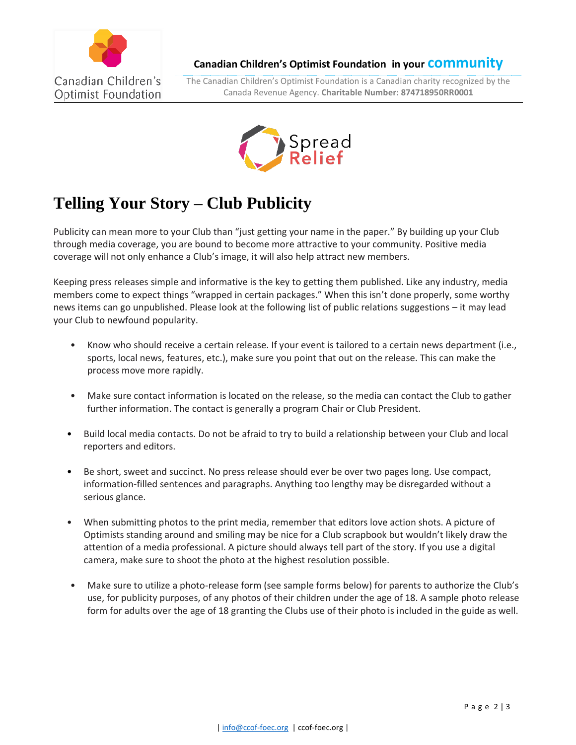# Telling Your Story – Club Publicity

Publicity can mean more to your Club than "just getting your name in the paper." By building up your Club through media coverage, you are bound to become more attractive to your community. Positive media coverage will not only enhance a Club's image, it will also help attract new members.

Keeping press releases simple and informative is the key to getting them published. Like any industry, media members come to expect things "wrapped in certain packages." When this isn't done properly, some worthy news items can go unpublished. Please look at the following list of public relations suggestions – it may lead your Club to newfound popularity.

- Know who should receive a certain release. If your event is tailored to a certain news department (i.e., sports, local news, features, etc.), make sure you point that out on the release. This can make the process move more rapidly.
- Make sure contact information is located on the release, so the media can contact the Club to gather further information. The contact is generally a program Chair or Club President.
- Build local media contacts. Do not be afraid to try to build a relationship between your Club and local reporters and editors.
- Be short, sweet and succinct. No press release should ever be over two pages long. Use compact, information-filled sentences and paragraphs. Anything too lengthy may be disregarded without a serious glance.
- When submitting photos to the print media, remember that editors love action shots. A picture of Optimists standing around and smiling may be nice for a Club scrapbook but wouldn't likely draw the attention of a media professional. A picture should always tell part of the story. If you use a digital camera, make sure to shoot the photo at the highest resolution possible.
- Make sure to utilize a photo-release form (see sample forms below) for parents to authorize the Club's use, for publicity purposes, of any photos of their children under the age of 18. A sample photo release form for adults over the age of 18 granting the Clubs use of their photo is included in the guide as well.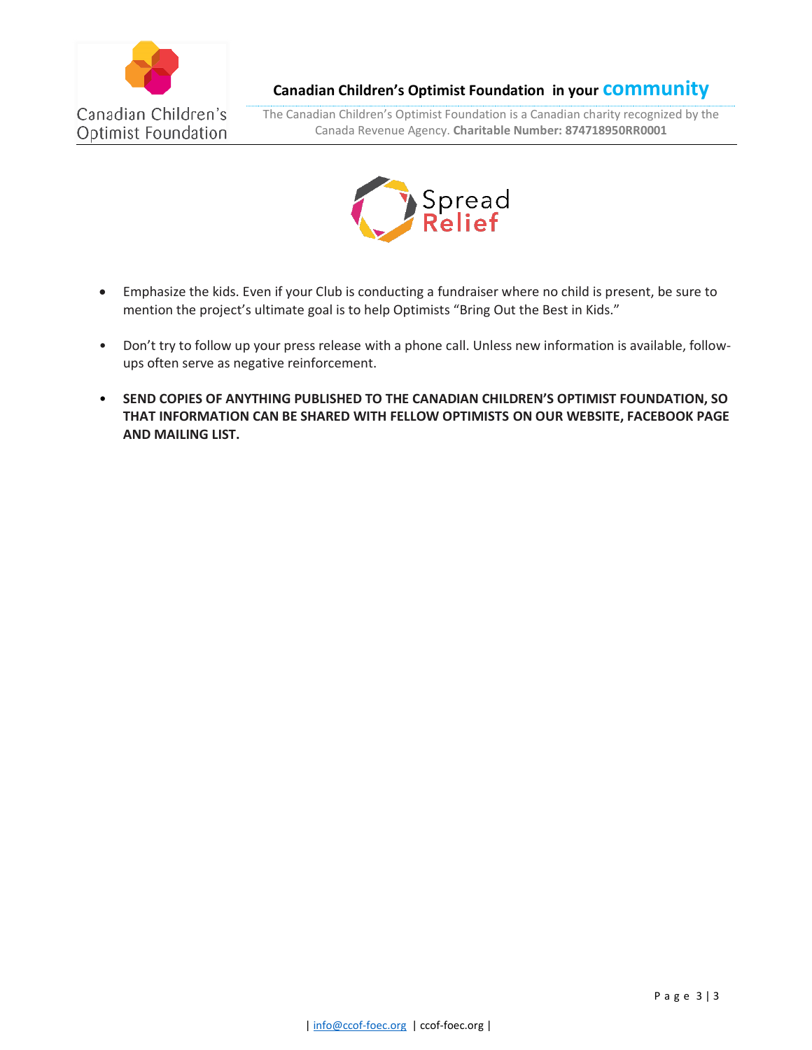- Emphasize the kids. Even if your Club is conducting a fundraiser where no child is present, be sure to mention the project's ultimate goal is to help Optimists "Bring Out the Best in Kids."

- Don't try to follow up your press release with a phone call. Unless new information is available, follow-ups often serve as negative reinforcement.

- **SEND COPIES OF ANYTHING PUBLISHED TO THE CANADIAN CHILDREN'S OPTIMIST FOUNDATION, SO THAT INFORMATION CAN BE SHARED WITH FELLOW OPTIMISTS ON OUR WEBSITE, FACEBOOK PAGE AND MAILING LIST.**